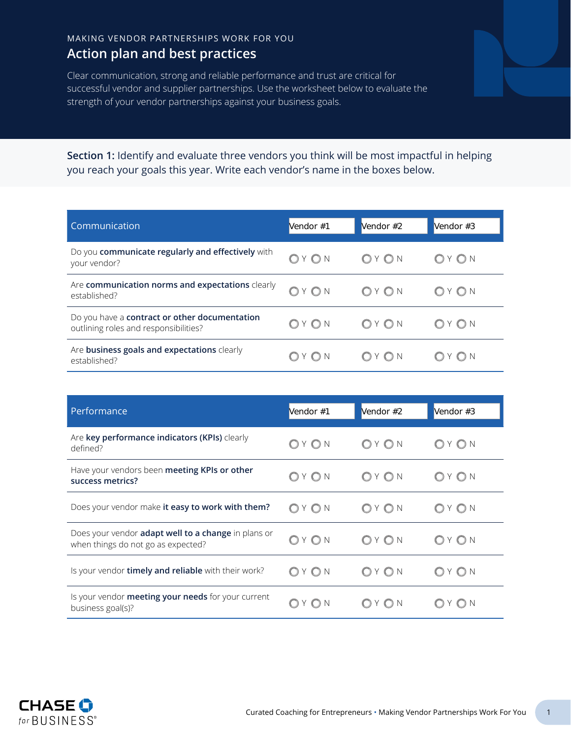MAKING VENDOR PARTNERSHIPS WORK FOR YOU

# Action plan and best practices

Clear communication, strong and reliable performance and trust are critical for successful vendor and supplier partnerships. Use the worksheet below to evaluate the strength of your vendor partnerships against your business goals.

**Section 1:** Identify and evaluate three vendors you think will be most impactful in helping you reach your goals this year. Write each vendor's name in the boxes below.

| Communication | Vendor #1 | Vendor #2 | Vendor #3 |
|---|---|---|---|
| Do you **communicate regularly and effectively** with your vendor? | ○ Y ○ N | ○ Y ○ N | ○ Y ○ N |
| Are **communication norms and expectations** clearly established? | ○ Y ○ N | ○ Y ○ N | ○ Y ○ N |
| Do you have a **contract or other documentation** outlining roles and responsibilities? | ○ Y ○ N | ○ Y ○ N | ○ Y ○ N |
| Are **business goals and expectations** clearly established? | ○ Y ○ N | ○ Y ○ N | ○ Y ○ N |

| Performance | Vendor #1 | Vendor #2 | Vendor #3 |
|---|---|---|---|
| Are **key performance indicators (KPIs)** clearly defined? | ○ Y ○ N | ○ Y ○ N | ○ Y ○ N |
| Have your vendors been **meeting KPIs or other success metrics?** | ○ Y ○ N | ○ Y ○ N | ○ Y ○ N |
| Does your vendor make **it easy to work with them?** | ○ Y ○ N | ○ Y ○ N | ○ Y ○ N |
| Does your vendor **adapt well to a change** in plans or when things do not go as expected? | ○ Y ○ N | ○ Y ○ N | ○ Y ○ N |
| Is your vendor **timely and reliable** with their work? | ○ Y ○ N | ○ Y ○ N | ○ Y ○ N |
| Is your vendor **meeting your needs** for your current business goal(s)? | ○ Y ○ N | ○ Y ○ N | ○ Y ○ N |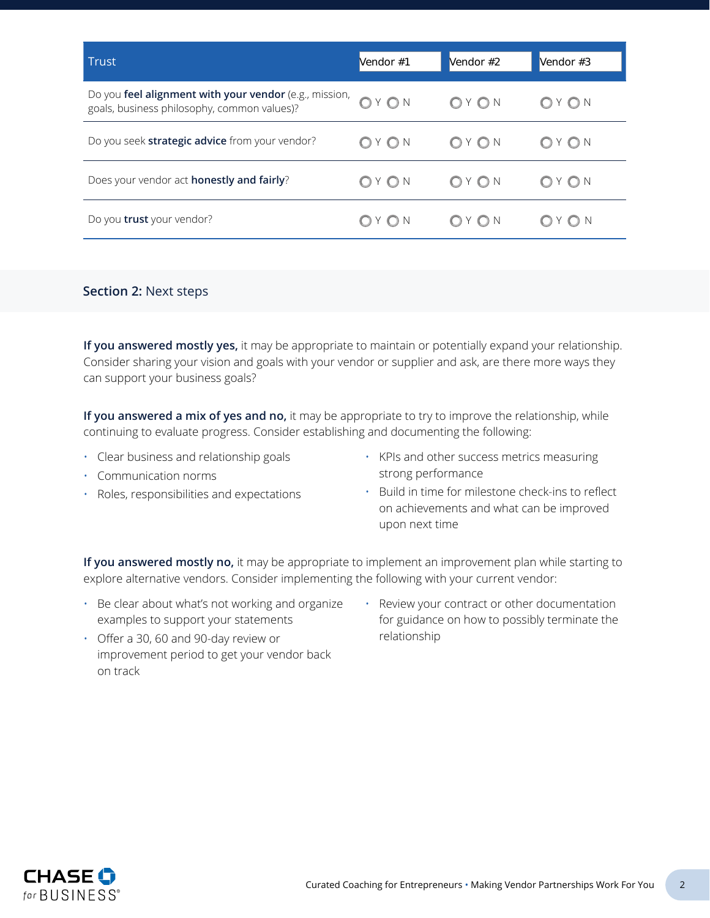| Trust | Vendor #1 | Vendor #2 | Vendor #3 |
|---|---|---|---|
| Do you **feel alignment with your vendor** (e.g., mission, goals, business philosophy, common values)? | ○ Y ○ N | ○ Y ○ N | ○ Y ○ N |
| Do you seek **strategic advice** from your vendor? | ○ Y ○ N | ○ Y ○ N | ○ Y ○ N |
| Does your vendor act **honestly and fairly**? | ○ Y ○ N | ○ Y ○ N | ○ Y ○ N |
| Do you **trust** your vendor? | ○ Y ○ N | ○ Y ○ N | ○ Y ○ N |

## **Section 2:** Next steps

**If you answered mostly yes,** it may be appropriate to maintain or potentially expand your relationship. Consider sharing your vision and goals with your vendor or supplier and ask, are there more ways they can support your business goals?

**If you answered a mix of yes and no,** it may be appropriate to try to improve the relationship, while continuing to evaluate progress. Consider establishing and documenting the following:

- Clear business and relationship goals
- Communication norms
- Roles, responsibilities and expectations
- KPIs and other success metrics measuring strong performance
- Build in time for milestone check-ins to reflect on achievements and what can be improved upon next time

**If you answered mostly no,** it may be appropriate to implement an improvement plan while starting to explore alternative vendors. Consider implementing the following with your current vendor:

- Be clear about what's not working and organize examples to support your statements
- Offer a 30, 60 and 90-day review or improvement period to get your vendor back on track
- Review your contract or other documentation for guidance on how to possibly terminate the relationship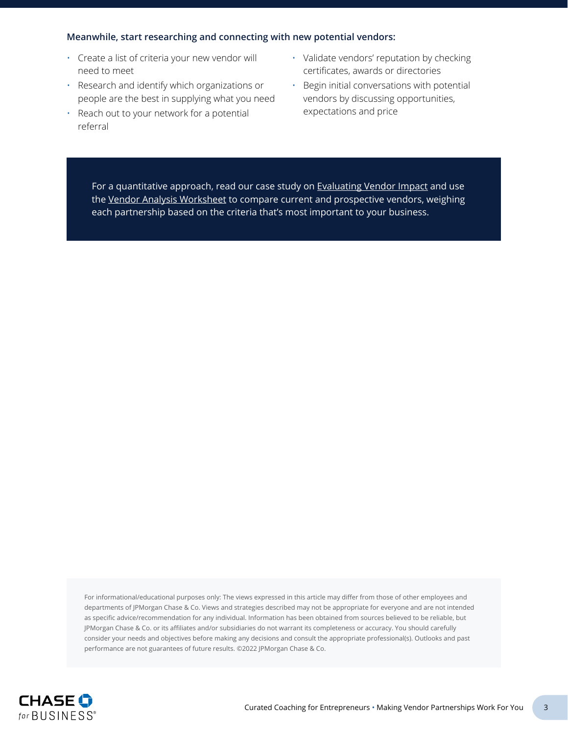**Meanwhile, start researching and connecting with new potential vendors:**

- Create a list of criteria your new vendor will need to meet
- Research and identify which organizations or people are the best in supplying what you need
- Reach out to your network for a potential referral
- Validate vendors' reputation by checking certificates, awards or directories
- Begin initial conversations with potential vendors by discussing opportunities, expectations and price

For a quantitative approach, read our case study on Evaluating Vendor Impact and use the Vendor Analysis Worksheet to compare current and prospective vendors, weighing each partnership based on the criteria that's most important to your business.

For informational/educational purposes only: The views expressed in this article may differ from those of other employees and departments of JPMorgan Chase & Co. Views and strategies described may not be appropriate for everyone and are not intended as specific advice/recommendation for any individual. Information has been obtained from sources believed to be reliable, but JPMorgan Chase & Co. or its affiliates and/or subsidiaries do not warrant its completeness or accuracy. You should carefully consider your needs and objectives before making any decisions and consult the appropriate professional(s). Outlooks and past performance are not guarantees of future results. ©2022 JPMorgan Chase & Co.